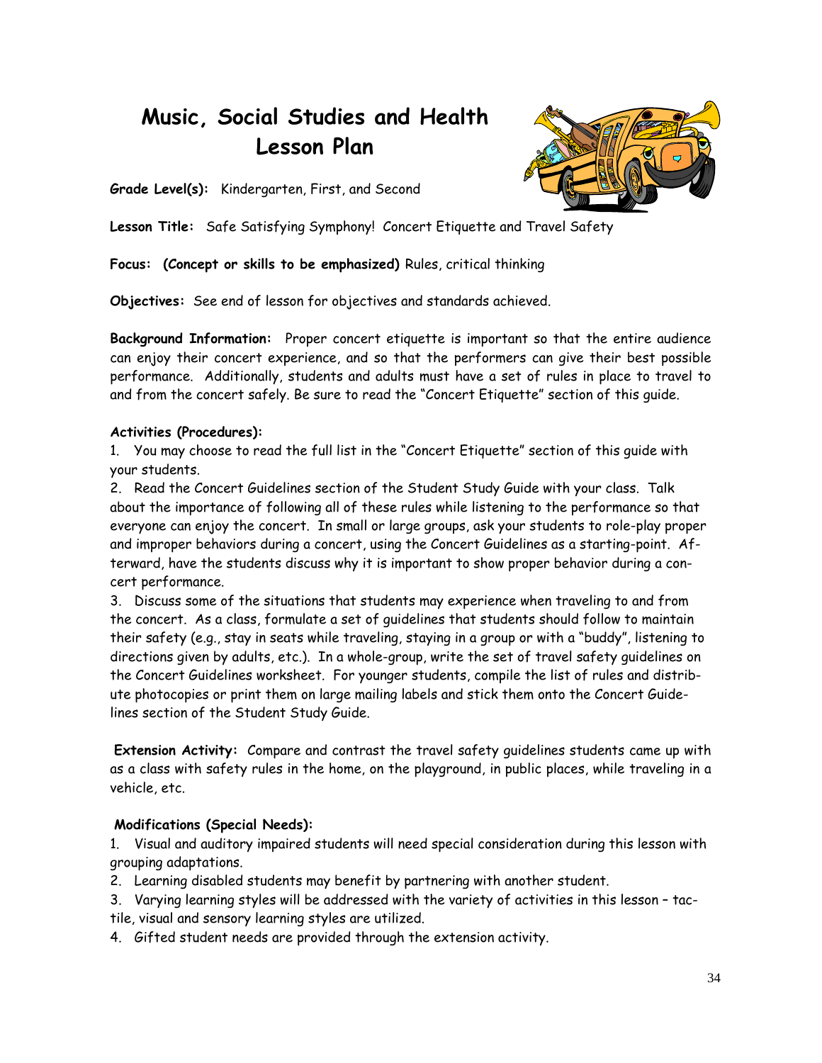# Music, Social Studies and Health Lesson Plan

**Grade Level(s):** Kindergarten, First, and Second

**Lesson Title:** Safe Satisfying Symphony! Concert Etiquette and Travel Safety

**Focus: (Concept or skills to be emphasized)** Rules, critical thinking

**Objectives:** See end of lesson for objectives and standards achieved.

**Background Information:** Proper concert etiquette is important so that the entire audience can enjoy their concert experience, and so that the performers can give their best possible performance. Additionally, students and adults must have a set of rules in place to travel to and from the concert safely. Be sure to read the "Concert Etiquette" section of this guide.

**Activities (Procedures):**

1. You may choose to read the full list in the "Concert Etiquette" section of this guide with your students.
2. Read the Concert Guidelines section of the Student Study Guide with your class. Talk about the importance of following all of these rules while listening to the performance so that everyone can enjoy the concert. In small or large groups, ask your students to role-play proper and improper behaviors during a concert, using the Concert Guidelines as a starting-point. Afterward, have the students discuss why it is important to show proper behavior during a concert performance.
3. Discuss some of the situations that students may experience when traveling to and from the concert. As a class, formulate a set of guidelines that students should follow to maintain their safety (e.g., stay in seats while traveling, staying in a group or with a "buddy", listening to directions given by adults, etc.). In a whole-group, write the set of travel safety guidelines on the Concert Guidelines worksheet. For younger students, compile the list of rules and distribute photocopies or print them on large mailing labels and stick them onto the Concert Guidelines section of the Student Study Guide.

**Extension Activity:** Compare and contrast the travel safety guidelines students came up with as a class with safety rules in the home, on the playground, in public places, while traveling in a vehicle, etc.

**Modifications (Special Needs):**

1. Visual and auditory impaired students will need special consideration during this lesson with grouping adaptations.
2. Learning disabled students may benefit by partnering with another student.
3. Varying learning styles will be addressed with the variety of activities in this lesson – tactile, visual and sensory learning styles are utilized.
4. Gifted student needs are provided through the extension activity.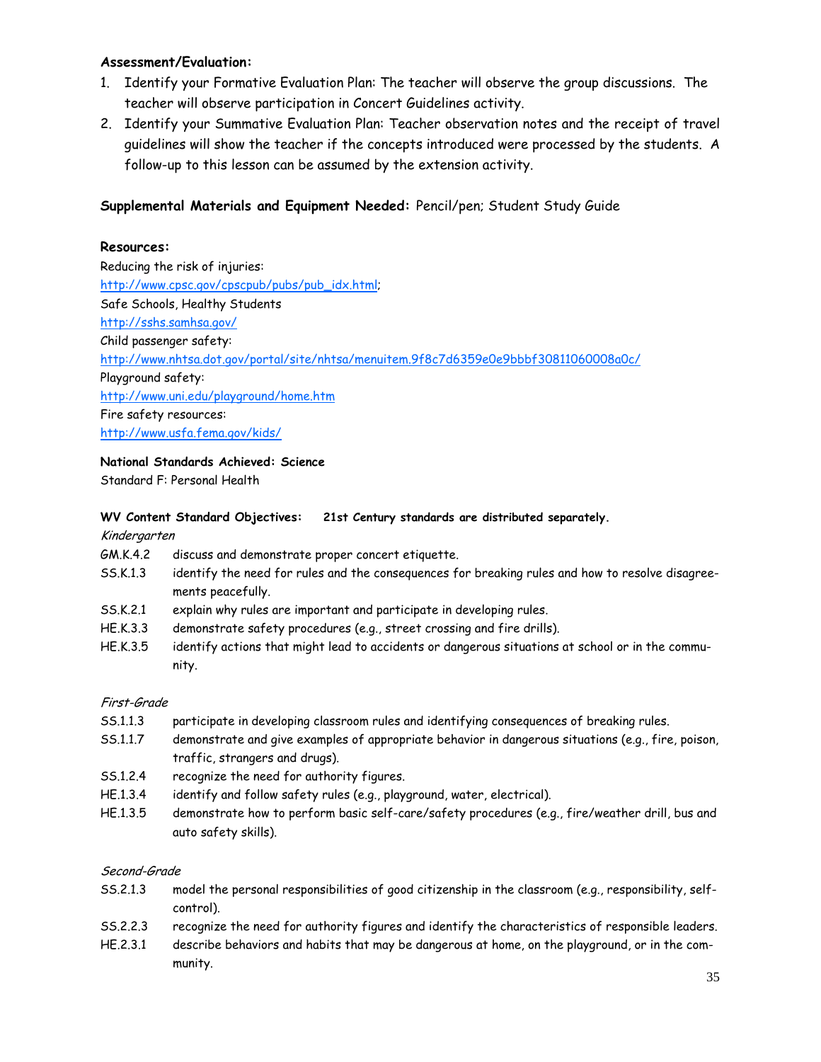**Assessment/Evaluation:**

1. Identify your Formative Evaluation Plan: The teacher will observe the group discussions. The teacher will observe participation in Concert Guidelines activity.
2. Identify your Summative Evaluation Plan: Teacher observation notes and the receipt of travel guidelines will show the teacher if the concepts introduced were processed by the students. A follow-up to this lesson can be assumed by the extension activity.

**Supplemental Materials and Equipment Needed:** Pencil/pen; Student Study Guide

**Resources:**

Reducing the risk of injuries:
http://www.cpsc.gov/cpscpub/pubs/pub_idx.html;
Safe Schools, Healthy Students
http://sshs.samhsa.gov/
Child passenger safety:
http://www.nhtsa.dot.gov/portal/site/nhtsa/menuitem.9f8c7d6359e0e9bbbf30811060008a0c/
Playground safety:
http://www.uni.edu/playground/home.htm
Fire safety resources:
http://www.usfa.fema.gov/kids/

**National Standards Achieved: Science**
Standard F: Personal Health

**WV Content Standard Objectives:** **21st Century standards are distributed separately.**

*Kindergarten*

| | |
|---|---|
| GM.K.4.2 | discuss and demonstrate proper concert etiquette. |
| SS.K.1.3 | identify the need for rules and the consequences for breaking rules and how to resolve disagreements peacefully. |
| SS.K.2.1 | explain why rules are important and participate in developing rules. |
| HE.K.3.3 | demonstrate safety procedures (e.g., street crossing and fire drills). |
| HE.K.3.5 | identify actions that might lead to accidents or dangerous situations at school or in the community. |

*First-Grade*

| | |
|---|---|
| SS.1.1.3 | participate in developing classroom rules and identifying consequences of breaking rules. |
| SS.1.1.7 | demonstrate and give examples of appropriate behavior in dangerous situations (e.g., fire, poison, traffic, strangers and drugs). |
| SS.1.2.4 | recognize the need for authority figures. |
| HE.1.3.4 | identify and follow safety rules (e.g., playground, water, electrical). |
| HE.1.3.5 | demonstrate how to perform basic self-care/safety procedures (e.g., fire/weather drill, bus and auto safety skills). |

*Second-Grade*

| | |
|---|---|
| SS.2.1.3 | model the personal responsibilities of good citizenship in the classroom (e.g., responsibility, self-control). |
| SS.2.2.3 | recognize the need for authority figures and identify the characteristics of responsible leaders. |
| HE.2.3.1 | describe behaviors and habits that may be dangerous at home, on the playground, or in the community. |